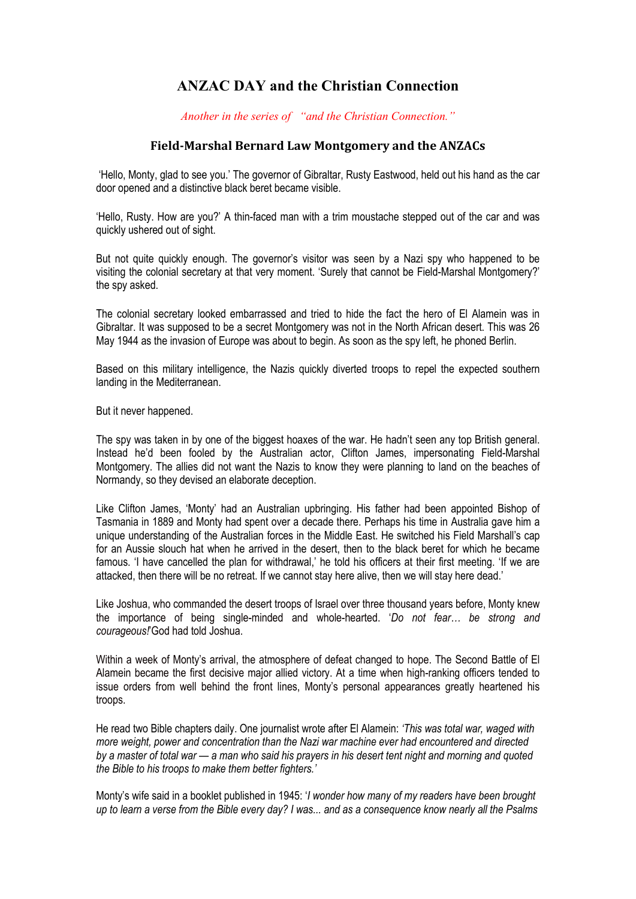# ANZAC DAY and the Christian Connection

*Another in the series of "and the Christian Connection."*

## Field-Marshal Bernard Law Montgomery and the ANZACs

'Hello, Monty, glad to see you.' The governor of Gibraltar, Rusty Eastwood, held out his hand as the car door opened and a distinctive black beret became visible.

'Hello, Rusty. How are you?' A thin-faced man with a trim moustache stepped out of the car and was quickly ushered out of sight.

But not quite quickly enough. The governor's visitor was seen by a Nazi spy who happened to be visiting the colonial secretary at that very moment. 'Surely that cannot be Field-Marshal Montgomery?' the spy asked.

The colonial secretary looked embarrassed and tried to hide the fact the hero of El Alamein was in Gibraltar. It was supposed to be a secret Montgomery was not in the North African desert. This was 26 May 1944 as the invasion of Europe was about to begin. As soon as the spy left, he phoned Berlin.

Based on this military intelligence, the Nazis quickly diverted troops to repel the expected southern landing in the Mediterranean.

But it never happened.

The spy was taken in by one of the biggest hoaxes of the war. He hadn't seen any top British general. Instead he'd been fooled by the Australian actor, Clifton James, impersonating Field-Marshal Montgomery. The allies did not want the Nazis to know they were planning to land on the beaches of Normandy, so they devised an elaborate deception.

Like Clifton James, 'Monty' had an Australian upbringing. His father had been appointed Bishop of Tasmania in 1889 and Monty had spent over a decade there. Perhaps his time in Australia gave him a unique understanding of the Australian forces in the Middle East. He switched his Field Marshall's cap for an Aussie slouch hat when he arrived in the desert, then to the black beret for which he became famous. 'I have cancelled the plan for withdrawal,' he told his officers at their first meeting. 'If we are attacked, then there will be no retreat. If we cannot stay here alive, then we will stay here dead.'

Like Joshua, who commanded the desert troops of Israel over three thousand years before, Monty knew the importance of being single-minded and whole-hearted. '*Do not fear… be strong and courageous!*' God had told Joshua.

Within a week of Monty's arrival, the atmosphere of defeat changed to hope. The Second Battle of El Alamein became the first decisive major allied victory. At a time when high-ranking officers tended to issue orders from well behind the front lines, Monty's personal appearances greatly heartened his troops.

He read two Bible chapters daily. One journalist wrote after El Alamein: *'This was total war, waged with more weight, power and concentration than the Nazi war machine ever had encountered and directed by a master of total war — a man who said his prayers in his desert tent night and morning and quoted the Bible to his troops to make them better fighters.'*

Monty's wife said in a booklet published in 1945: '*I wonder how many of my readers have been brought up to learn a verse from the Bible every day? I was... and as a consequence know nearly all the Psalms*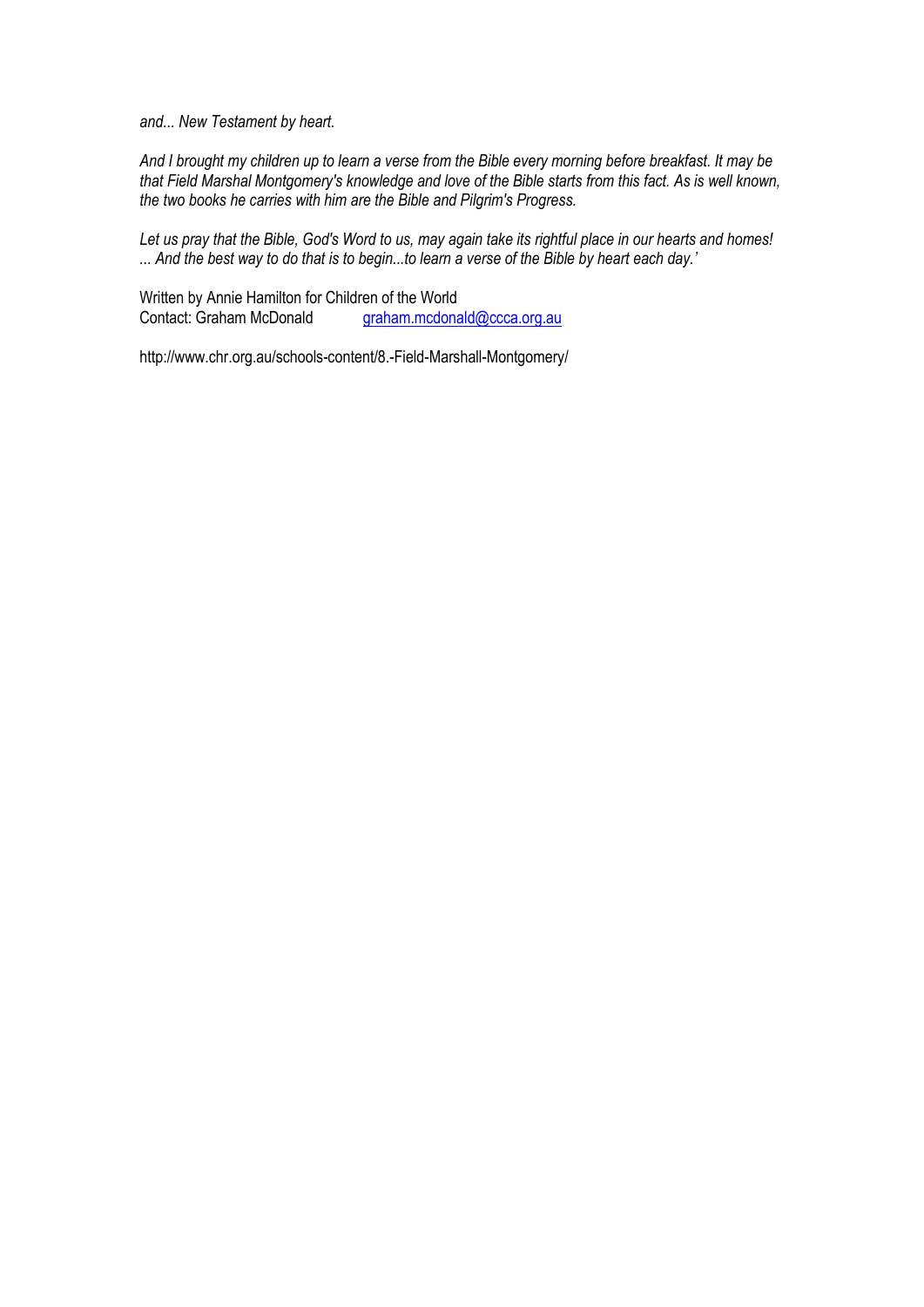*and... New Testament by heart.*

*And I brought my children up to learn a verse from the Bible every morning before breakfast. It may be that Field Marshal Montgomery's knowledge and love of the Bible starts from this fact. As is well known, the two books he carries with him are the Bible and Pilgrim's Progress.*

*Let us pray that the Bible, God's Word to us, may again take its rightful place in our hearts and homes! ... And the best way to do that is to begin...to learn a verse of the Bible by heart each day.'*

Written by Annie Hamilton for Children of the World
Contact: Graham McDonald graham.mcdonald@ccca.org.au

http://www.chr.org.au/schools-content/8.-Field-Marshall-Montgomery/